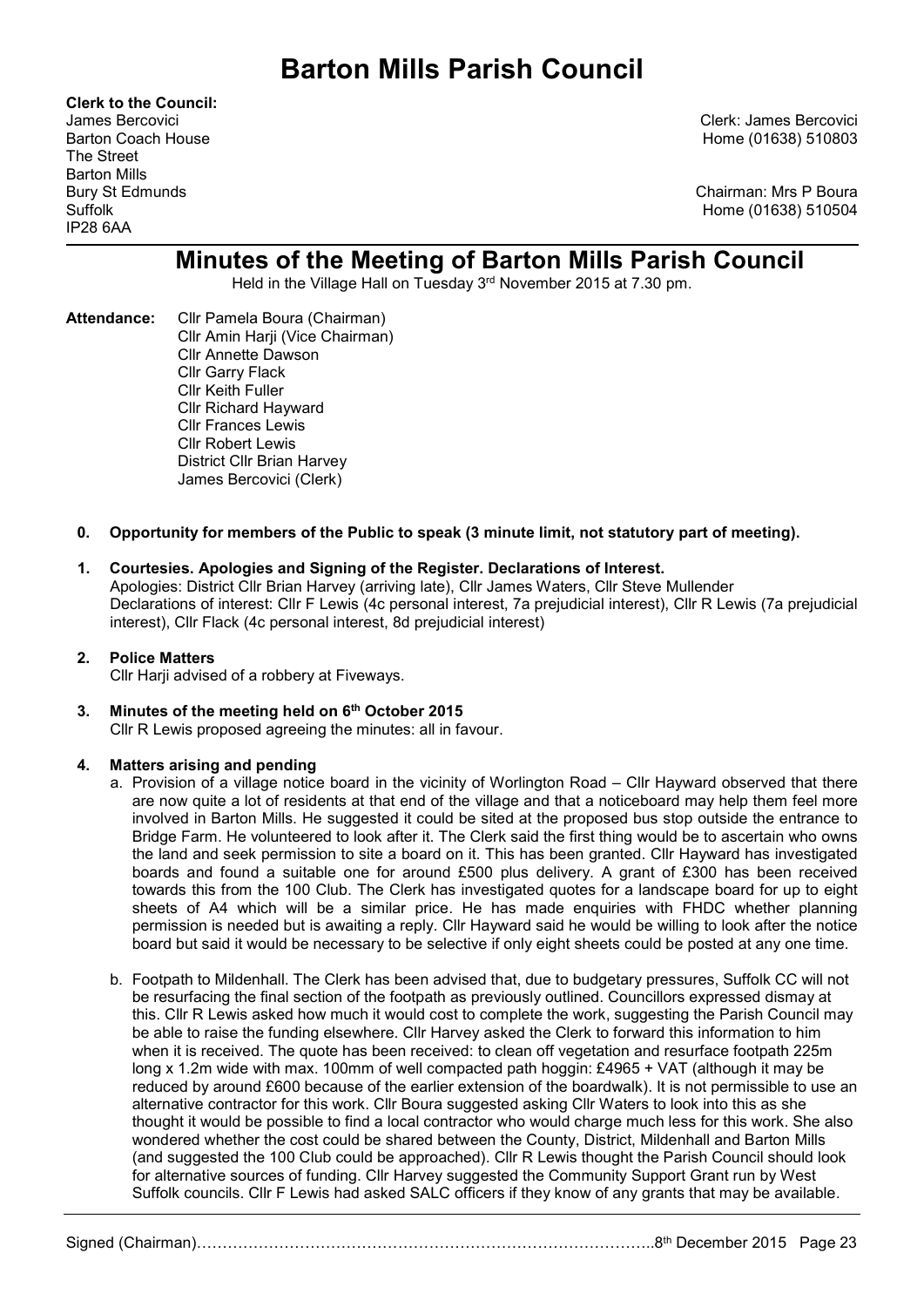# Barton Mills Parish Council

**Clerk to the Council:**
James Bercovici
Barton Coach House
The Street
Barton Mills
Bury St Edmunds
Suffolk
IP28 6AA

Clerk: James Bercovici
Home (01638) 510803

Chairman: Mrs P Boura
Home (01638) 510504

## Minutes of the Meeting of Barton Mills Parish Council

Held in the Village Hall on Tuesday 3rd November 2015 at 7.30 pm.

**Attendance:** Cllr Pamela Boura (Chairman)
Cllr Amin Harji (Vice Chairman)
Cllr Annette Dawson
Cllr Garry Flack
Cllr Keith Fuller
Cllr Richard Hayward
Cllr Frances Lewis
Cllr Robert Lewis
District Cllr Brian Harvey
James Bercovici (Clerk)

**0. Opportunity for members of the Public to speak (3 minute limit, not statutory part of meeting).**

**1. Courtesies. Apologies and Signing of the Register. Declarations of Interest.**

Apologies: District Cllr Brian Harvey (arriving late), Cllr James Waters, Cllr Steve Mullender
Declarations of interest: Cllr F Lewis (4c personal interest, 7a prejudicial interest), Cllr R Lewis (7a prejudicial interest), Cllr Flack (4c personal interest, 8d prejudicial interest)

**2. Police Matters**

Cllr Harji advised of a robbery at Fiveways.

**3. Minutes of the meeting held on 6th October 2015**

Cllr R Lewis proposed agreeing the minutes: all in favour.

**4. Matters arising and pending**

a. Provision of a village notice board in the vicinity of Worlington Road – Cllr Hayward observed that there are now quite a lot of residents at that end of the village and that a noticeboard may help them feel more involved in Barton Mills. He suggested it could be sited at the proposed bus stop outside the entrance to Bridge Farm. He volunteered to look after it. The Clerk said the first thing would be to ascertain who owns the land and seek permission to site a board on it. This has been granted. Cllr Hayward has investigated boards and found a suitable one for around £500 plus delivery. A grant of £300 has been received towards this from the 100 Club. The Clerk has investigated quotes for a landscape board for up to eight sheets of A4 which will be a similar price. He has made enquiries with FHDC whether planning permission is needed but is awaiting a reply. Cllr Hayward said he would be willing to look after the notice board but said it would be necessary to be selective if only eight sheets could be posted at any one time.

b. Footpath to Mildenhall. The Clerk has been advised that, due to budgetary pressures, Suffolk CC will not be resurfacing the final section of the footpath as previously outlined. Councillors expressed dismay at this. Cllr R Lewis asked how much it would cost to complete the work, suggesting the Parish Council may be able to raise the funding elsewhere. Cllr Harvey asked the Clerk to forward this information to him when it is received. The quote has been received: to clean off vegetation and resurface footpath 225m long x 1.2m wide with max. 100mm of well compacted path hoggin: £4965 + VAT (although it may be reduced by around £600 because of the earlier extension of the boardwalk). It is not permissible to use an alternative contractor for this work. Cllr Boura suggested asking Cllr Waters to look into this as she thought it would be possible to find a local contractor who would charge much less for this work. She also wondered whether the cost could be shared between the County, District, Mildenhall and Barton Mills (and suggested the 100 Club could be approached). Cllr R Lewis thought the Parish Council should look for alternative sources of funding. Cllr Harvey suggested the Community Support Grant run by West Suffolk councils. Cllr F Lewis had asked SALC officers if they know of any grants that may be available.

Signed (Chairman)……………………………………………………………………………….8th December 2015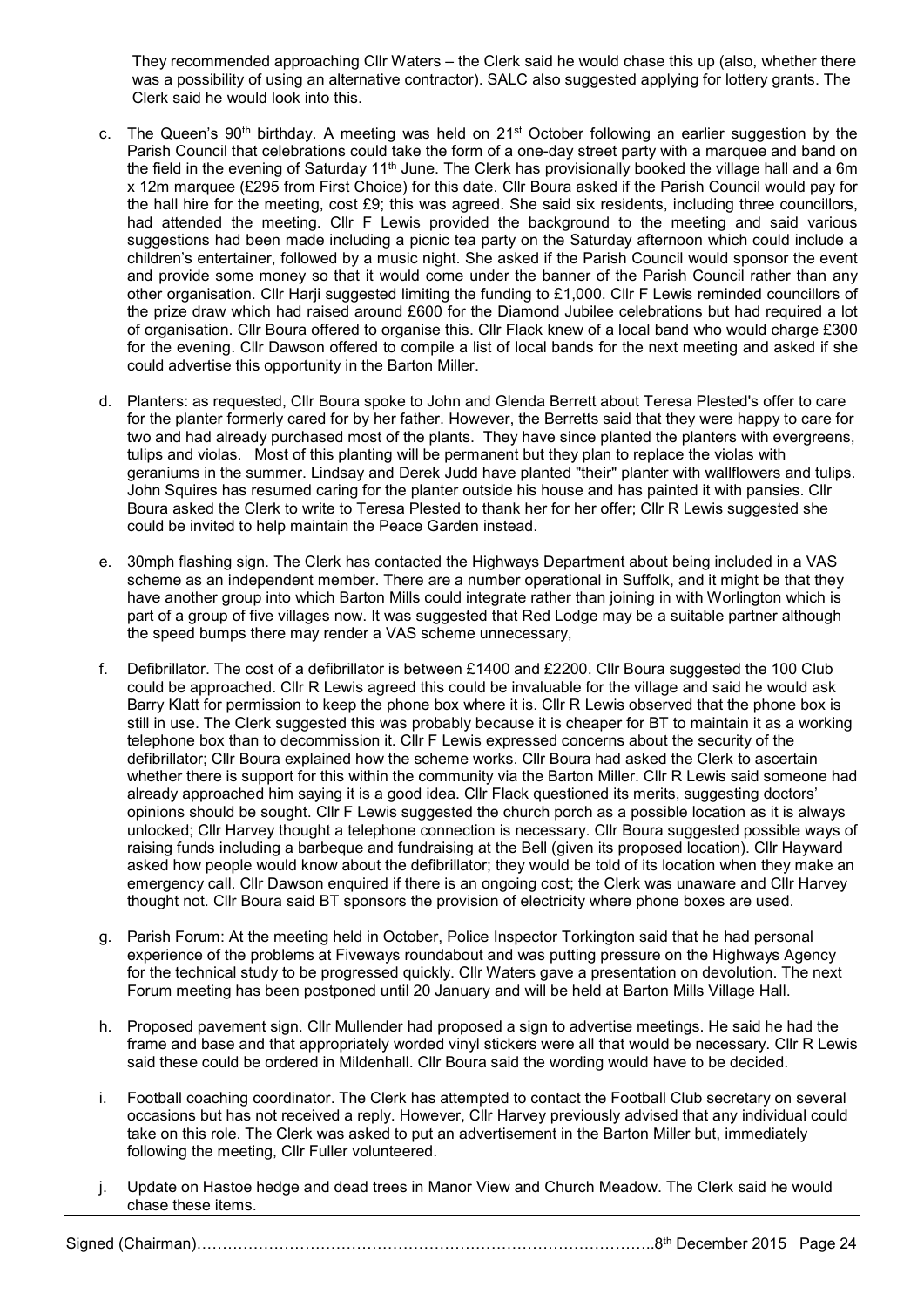They recommended approaching Cllr Waters – the Clerk said he would chase this up (also, whether there was a possibility of using an alternative contractor). SALC also suggested applying for lottery grants. The Clerk said he would look into this.

c. The Queen's 90th birthday. A meeting was held on 21st October following an earlier suggestion by the Parish Council that celebrations could take the form of a one-day street party with a marquee and band on the field in the evening of Saturday 11th June. The Clerk has provisionally booked the village hall and a 6m x 12m marquee (£295 from First Choice) for this date. Cllr Boura asked if the Parish Council would pay for the hall hire for the meeting, cost £9; this was agreed. She said six residents, including three councillors, had attended the meeting. Cllr F Lewis provided the background to the meeting and said various suggestions had been made including a picnic tea party on the Saturday afternoon which could include a children's entertainer, followed by a music night. She asked if the Parish Council would sponsor the event and provide some money so that it would come under the banner of the Parish Council rather than any other organisation. Cllr Harji suggested limiting the funding to £1,000. Cllr F Lewis reminded councillors of the prize draw which had raised around £600 for the Diamond Jubilee celebrations but had required a lot of organisation. Cllr Boura offered to organise this. Cllr Flack knew of a local band who would charge £300 for the evening. Cllr Dawson offered to compile a list of local bands for the next meeting and asked if she could advertise this opportunity in the Barton Miller.

d. Planters: as requested, Cllr Boura spoke to John and Glenda Berrett about Teresa Plested's offer to care for the planter formerly cared for by her father. However, the Berretts said that they were happy to care for two and had already purchased most of the plants. They have since planted the planters with evergreens, tulips and violas. Most of this planting will be permanent but they plan to replace the violas with geraniums in the summer. Lindsay and Derek Judd have planted "their" planter with wallflowers and tulips. John Squires has resumed caring for the planter outside his house and has painted it with pansies. Cllr Boura asked the Clerk to write to Teresa Plested to thank her for her offer; Cllr R Lewis suggested she could be invited to help maintain the Peace Garden instead.

e. 30mph flashing sign. The Clerk has contacted the Highways Department about being included in a VAS scheme as an independent member. There are a number operational in Suffolk, and it might be that they have another group into which Barton Mills could integrate rather than joining in with Worlington which is part of a group of five villages now. It was suggested that Red Lodge may be a suitable partner although the speed bumps there may render a VAS scheme unnecessary,

f. Defibrillator. The cost of a defibrillator is between £1400 and £2200. Cllr Boura suggested the 100 Club could be approached. Cllr R Lewis agreed this could be invaluable for the village and said he would ask Barry Klatt for permission to keep the phone box where it is. Cllr R Lewis observed that the phone box is still in use. The Clerk suggested this was probably because it is cheaper for BT to maintain it as a working telephone box than to decommission it. Cllr F Lewis expressed concerns about the security of the defibrillator; Cllr Boura explained how the scheme works. Cllr Boura had asked the Clerk to ascertain whether there is support for this within the community via the Barton Miller. Cllr R Lewis said someone had already approached him saying it is a good idea. Cllr Flack questioned its merits, suggesting doctors' opinions should be sought. Cllr F Lewis suggested the church porch as a possible location as it is always unlocked; Cllr Harvey thought a telephone connection is necessary. Cllr Boura suggested possible ways of raising funds including a barbeque and fundraising at the Bell (given its proposed location). Cllr Hayward asked how people would know about the defibrillator; they would be told of its location when they make an emergency call. Cllr Dawson enquired if there is an ongoing cost; the Clerk was unaware and Cllr Harvey thought not. Cllr Boura said BT sponsors the provision of electricity where phone boxes are used.

g. Parish Forum: At the meeting held in October, Police Inspector Torkington said that he had personal experience of the problems at Fiveways roundabout and was putting pressure on the Highways Agency for the technical study to be progressed quickly. Cllr Waters gave a presentation on devolution. The next Forum meeting has been postponed until 20 January and will be held at Barton Mills Village Hall.

h. Proposed pavement sign. Cllr Mullender had proposed a sign to advertise meetings. He said he had the frame and base and that appropriately worded vinyl stickers were all that would be necessary. Cllr R Lewis said these could be ordered in Mildenhall. Cllr Boura said the wording would have to be decided.

i. Football coaching coordinator. The Clerk has attempted to contact the Football Club secretary on several occasions but has not received a reply. However, Cllr Harvey previously advised that any individual could take on this role. The Clerk was asked to put an advertisement in the Barton Miller but, immediately following the meeting, Cllr Fuller volunteered.

j. Update on Hastoe hedge and dead trees in Manor View and Church Meadow. The Clerk said he would chase these items.

Signed (Chairman)……………………………………………………………………………..8th December 2015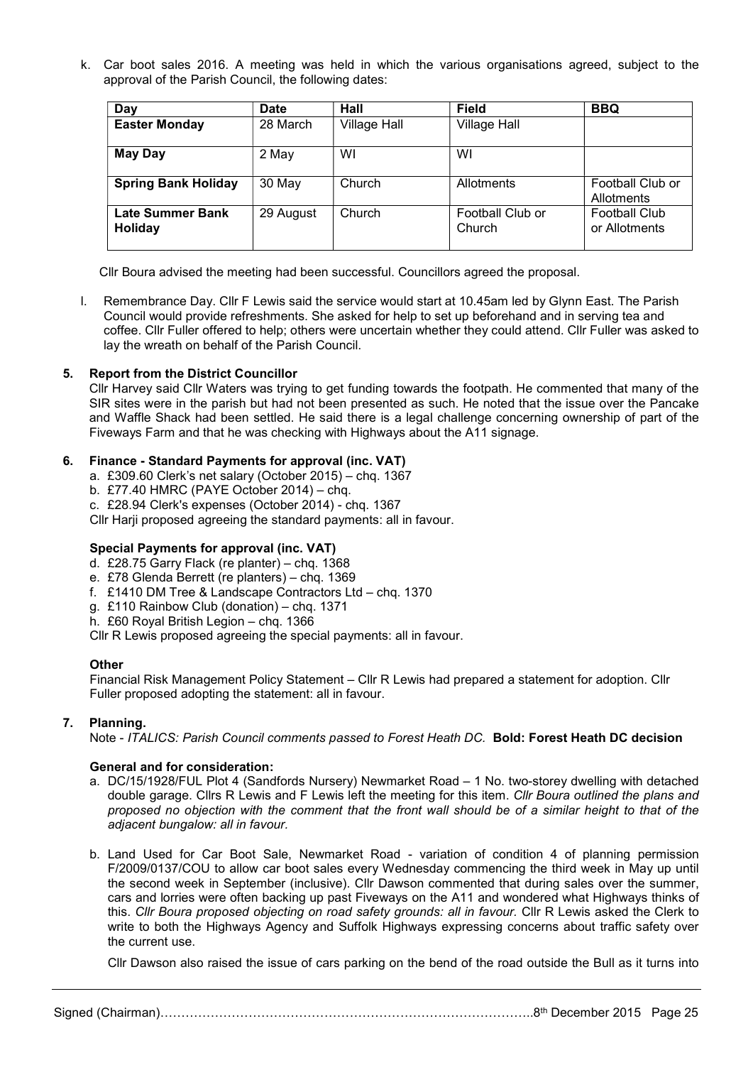k. Car boot sales 2016. A meeting was held in which the various organisations agreed, subject to the approval of the Parish Council, the following dates:

| Day | Date | Hall | Field | BBQ |
|---|---|---|---|---|
| **Easter Monday** | 28 March | Village Hall | Village Hall | |
| **May Day** | 2 May | WI | WI | |
| **Spring Bank Holiday** | 30 May | Church | Allotments | Football Club or Allotments |
| **Late Summer Bank Holiday** | 29 August | Church | Football Club or Church | Football Club or Allotments |

Cllr Boura advised the meeting had been successful. Councillors agreed the proposal.

l. Remembrance Day. Cllr F Lewis said the service would start at 10.45am led by Glynn East. The Parish Council would provide refreshments. She asked for help to set up beforehand and in serving tea and coffee. Cllr Fuller offered to help; others were uncertain whether they could attend. Cllr Fuller was asked to lay the wreath on behalf of the Parish Council.

## 5. Report from the District Councillor

Cllr Harvey said Cllr Waters was trying to get funding towards the footpath. He commented that many of the SIR sites were in the parish but had not been presented as such. He noted that the issue over the Pancake and Waffle Shack had been settled. He said there is a legal challenge concerning ownership of part of the Fiveways Farm and that he was checking with Highways about the A11 signage.

## 6. Finance - Standard Payments for approval (inc. VAT)

a. £309.60 Clerk's net salary (October 2015) – chq. 1367
b. £77.40 HMRC (PAYE October 2014) – chq.
c. £28.94 Clerk's expenses (October 2014) - chq. 1367

Cllr Harji proposed agreeing the standard payments: all in favour.

### Special Payments for approval (inc. VAT)

d. £28.75 Garry Flack (re planter) – chq. 1368
e. £78 Glenda Berrett (re planters) – chq. 1369
f. £1410 DM Tree & Landscape Contractors Ltd – chq. 1370
g. £110 Rainbow Club (donation) – chq. 1371
h. £60 Royal British Legion – chq. 1366

Cllr R Lewis proposed agreeing the special payments: all in favour.

### Other

Financial Risk Management Policy Statement – Cllr R Lewis had prepared a statement for adoption. Cllr Fuller proposed adopting the statement: all in favour.

## 7. Planning.

Note - *ITALICS: Parish Council comments passed to Forest Heath DC.* **Bold: Forest Heath DC decision**

### General and for consideration:

a. DC/15/1928/FUL Plot 4 (Sandfords Nursery) Newmarket Road – 1 No. two-storey dwelling with detached double garage. Cllrs R Lewis and F Lewis left the meeting for this item. *Cllr Boura outlined the plans and proposed no objection with the comment that the front wall should be of a similar height to that of the adjacent bungalow: all in favour.*

b. Land Used for Car Boot Sale, Newmarket Road - variation of condition 4 of planning permission F/2009/0137/COU to allow car boot sales every Wednesday commencing the third week in May up until the second week in September (inclusive). Cllr Dawson commented that during sales over the summer, cars and lorries were often backing up past Fiveways on the A11 and wondered what Highways thinks of this. *Cllr Boura proposed objecting on road safety grounds: all in favour.* Cllr R Lewis asked the Clerk to write to both the Highways Agency and Suffolk Highways expressing concerns about traffic safety over the current use.

Cllr Dawson also raised the issue of cars parking on the bend of the road outside the Bull as it turns into

Signed (Chairman)……………………………………………………………………………..8th December 2015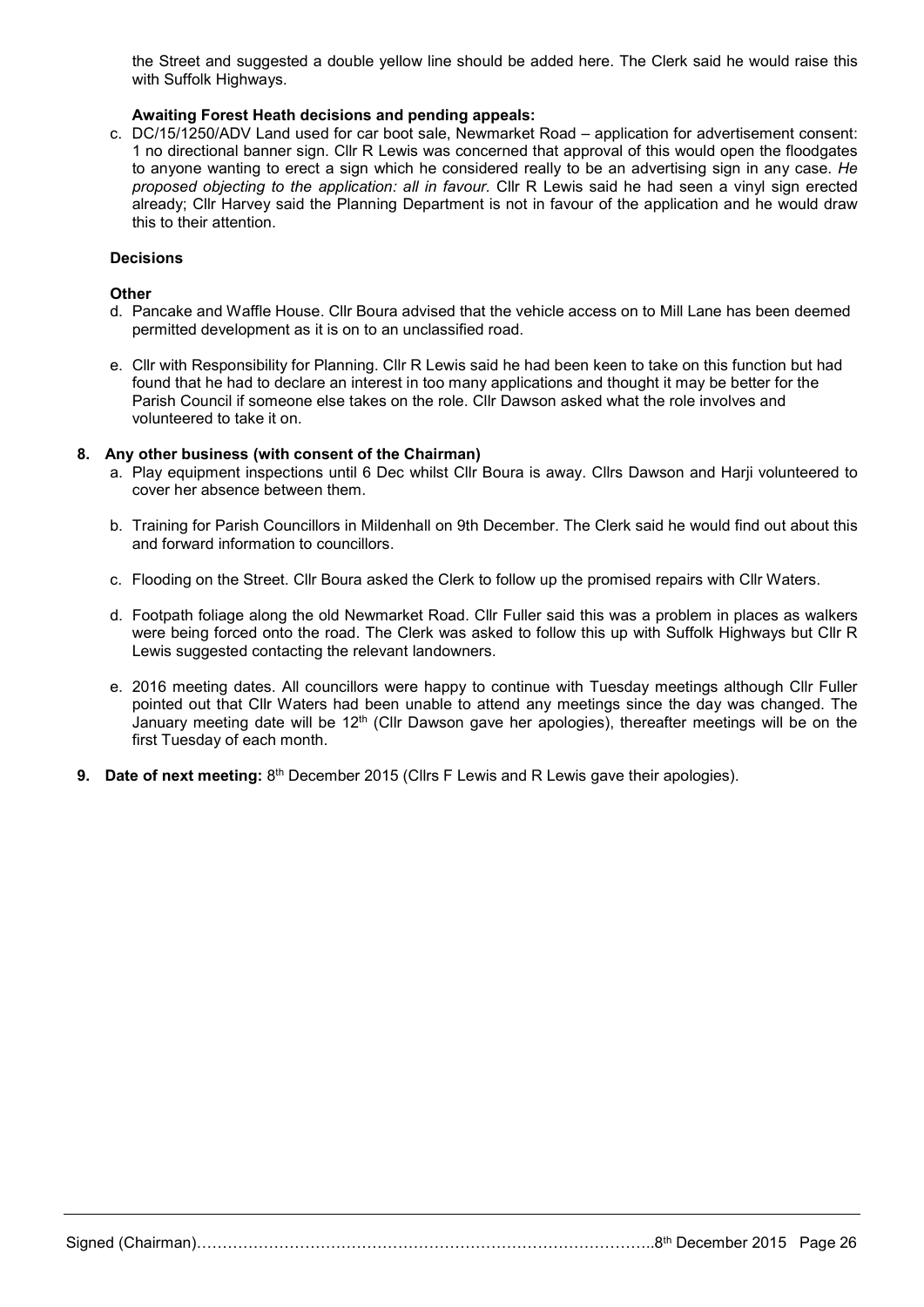the Street and suggested a double yellow line should be added here. The Clerk said he would raise this with Suffolk Highways.

**Awaiting Forest Heath decisions and pending appeals:**

c. DC/15/1250/ADV Land used for car boot sale, Newmarket Road – application for advertisement consent: 1 no directional banner sign. Cllr R Lewis was concerned that approval of this would open the floodgates to anyone wanting to erect a sign which he considered really to be an advertising sign in any case. *He proposed objecting to the application: all in favour.* Cllr R Lewis said he had seen a vinyl sign erected already; Cllr Harvey said the Planning Department is not in favour of the application and he would draw this to their attention.

**Decisions**

**Other**

d. Pancake and Waffle House. Cllr Boura advised that the vehicle access on to Mill Lane has been deemed permitted development as it is on to an unclassified road.

e. Cllr with Responsibility for Planning. Cllr R Lewis said he had been keen to take on this function but had found that he had to declare an interest in too many applications and thought it may be better for the Parish Council if someone else takes on the role. Cllr Dawson asked what the role involves and volunteered to take it on.

**8. Any other business (with consent of the Chairman)**

a. Play equipment inspections until 6 Dec whilst Cllr Boura is away. Cllrs Dawson and Harji volunteered to cover her absence between them.

b. Training for Parish Councillors in Mildenhall on 9th December. The Clerk said he would find out about this and forward information to councillors.

c. Flooding on the Street. Cllr Boura asked the Clerk to follow up the promised repairs with Cllr Waters.

d. Footpath foliage along the old Newmarket Road. Cllr Fuller said this was a problem in places as walkers were being forced onto the road. The Clerk was asked to follow this up with Suffolk Highways but Cllr R Lewis suggested contacting the relevant landowners.

e. 2016 meeting dates. All councillors were happy to continue with Tuesday meetings although Cllr Fuller pointed out that Cllr Waters had been unable to attend any meetings since the day was changed. The January meeting date will be 12th (Cllr Dawson gave her apologies), thereafter meetings will be on the first Tuesday of each month.

**9. Date of next meeting:** 8th December 2015 (Cllrs F Lewis and R Lewis gave their apologies).

Signed (Chairman)………………………………………………………………………………..8th December 2015